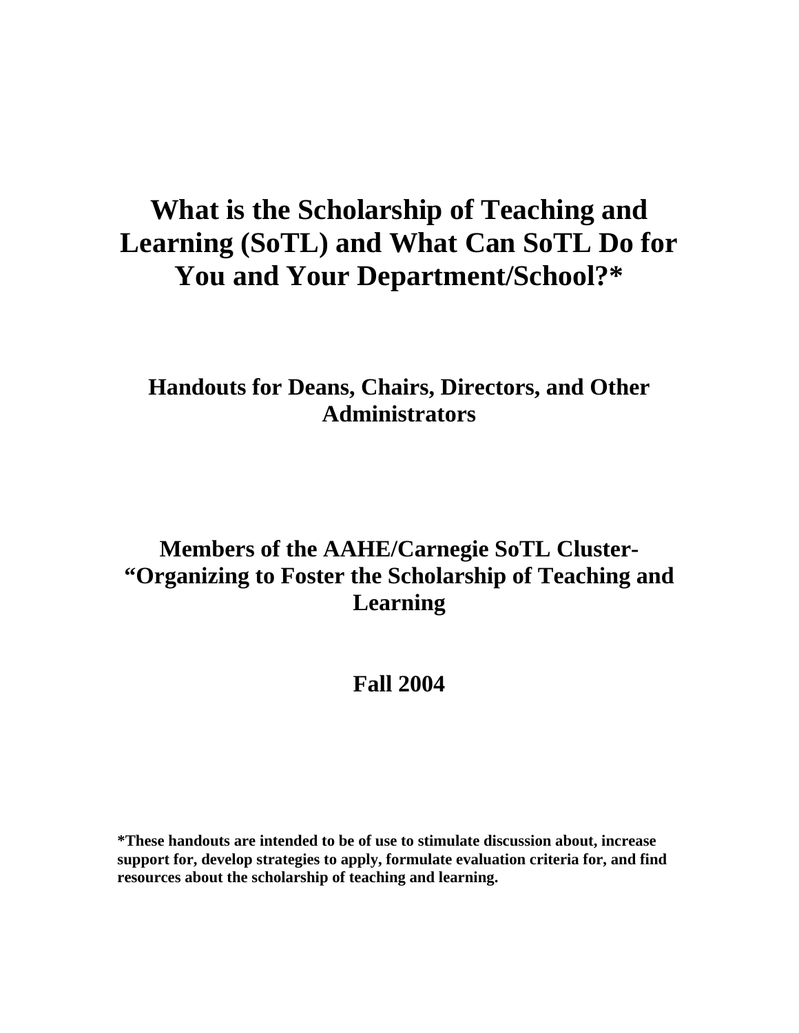# What is the Scholarship of Teaching and Learning (SoTL) and What Can SoTL Do for You and Your Department/School?*

## Handouts for Deans, Chairs, Directors, and Other Administrators

## Members of the AAHE/Carnegie SoTL Cluster- "Organizing to Foster the Scholarship of Teaching and Learning

## Fall 2004

**\*These handouts are intended to be of use to stimulate discussion about, increase support for, develop strategies to apply, formulate evaluation criteria for, and find resources about the scholarship of teaching and learning.**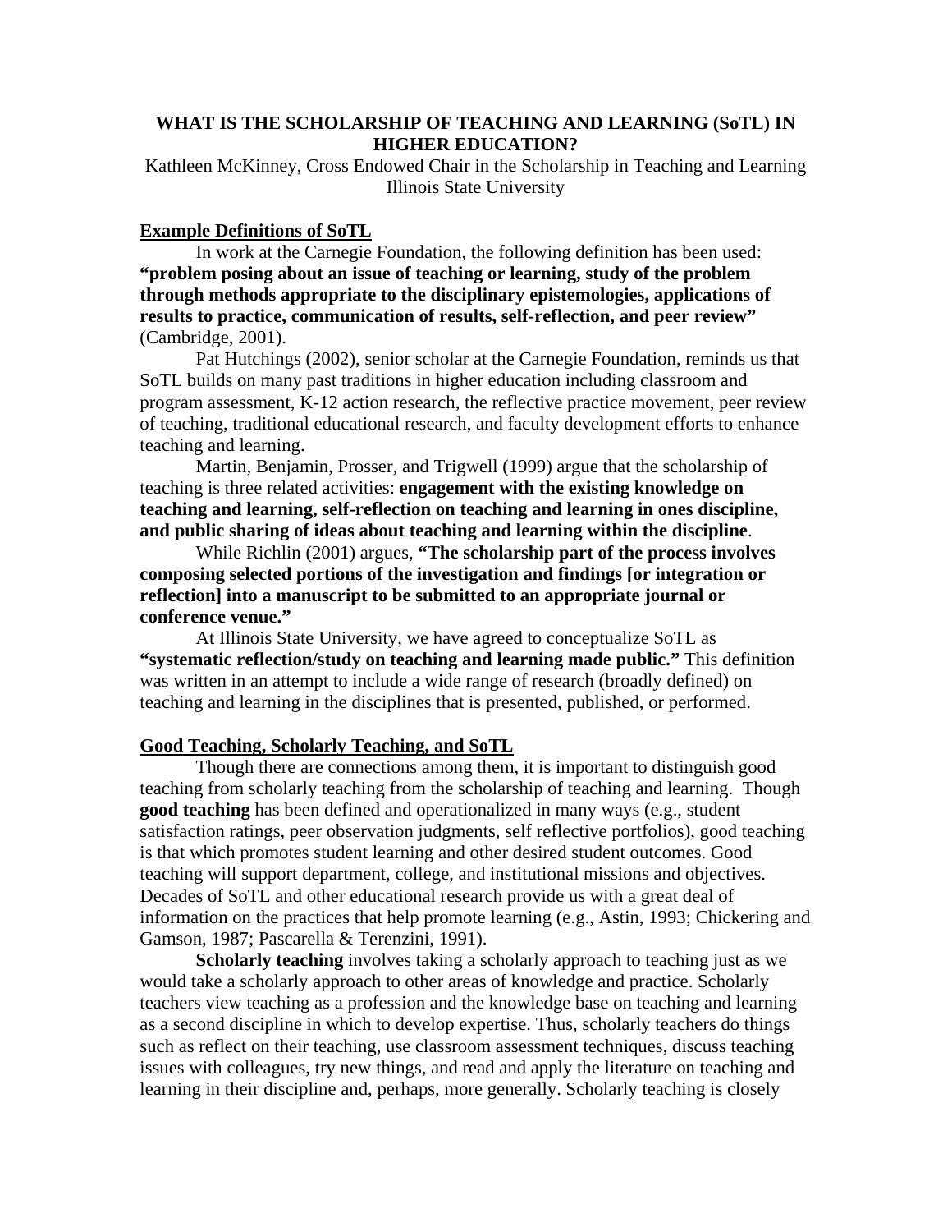**WHAT IS THE SCHOLARSHIP OF TEACHING AND LEARNING (SoTL) IN HIGHER EDUCATION?**

Kathleen McKinney, Cross Endowed Chair in the Scholarship in Teaching and Learning
Illinois State University

## Example Definitions of SoTL

In work at the Carnegie Foundation, the following definition has been used: **"problem posing about an issue of teaching or learning, study of the problem through methods appropriate to the disciplinary epistemologies, applications of results to practice, communication of results, self-reflection, and peer review"** (Cambridge, 2001).

Pat Hutchings (2002), senior scholar at the Carnegie Foundation, reminds us that SoTL builds on many past traditions in higher education including classroom and program assessment, K-12 action research, the reflective practice movement, peer review of teaching, traditional educational research, and faculty development efforts to enhance teaching and learning.

Martin, Benjamin, Prosser, and Trigwell (1999) argue that the scholarship of teaching is three related activities: **engagement with the existing knowledge on teaching and learning, self-reflection on teaching and learning in ones discipline, and public sharing of ideas about teaching and learning within the discipline**.

While Richlin (2001) argues, **"The scholarship part of the process involves composing selected portions of the investigation and findings [or integration or reflection] into a manuscript to be submitted to an appropriate journal or conference venue."**

At Illinois State University, we have agreed to conceptualize SoTL as **"systematic reflection/study on teaching and learning made public."** This definition was written in an attempt to include a wide range of research (broadly defined) on teaching and learning in the disciplines that is presented, published, or performed.

## Good Teaching, Scholarly Teaching, and SoTL

Though there are connections among them, it is important to distinguish good teaching from scholarly teaching from the scholarship of teaching and learning. Though **good teaching** has been defined and operationalized in many ways (e.g., student satisfaction ratings, peer observation judgments, self reflective portfolios), good teaching is that which promotes student learning and other desired student outcomes. Good teaching will support department, college, and institutional missions and objectives. Decades of SoTL and other educational research provide us with a great deal of information on the practices that help promote learning (e.g., Astin, 1993; Chickering and Gamson, 1987; Pascarella & Terenzini, 1991).

**Scholarly teaching** involves taking a scholarly approach to teaching just as we would take a scholarly approach to other areas of knowledge and practice. Scholarly teachers view teaching as a profession and the knowledge base on teaching and learning as a second discipline in which to develop expertise. Thus, scholarly teachers do things such as reflect on their teaching, use classroom assessment techniques, discuss teaching issues with colleagues, try new things, and read and apply the literature on teaching and learning in their discipline and, perhaps, more generally. Scholarly teaching is closely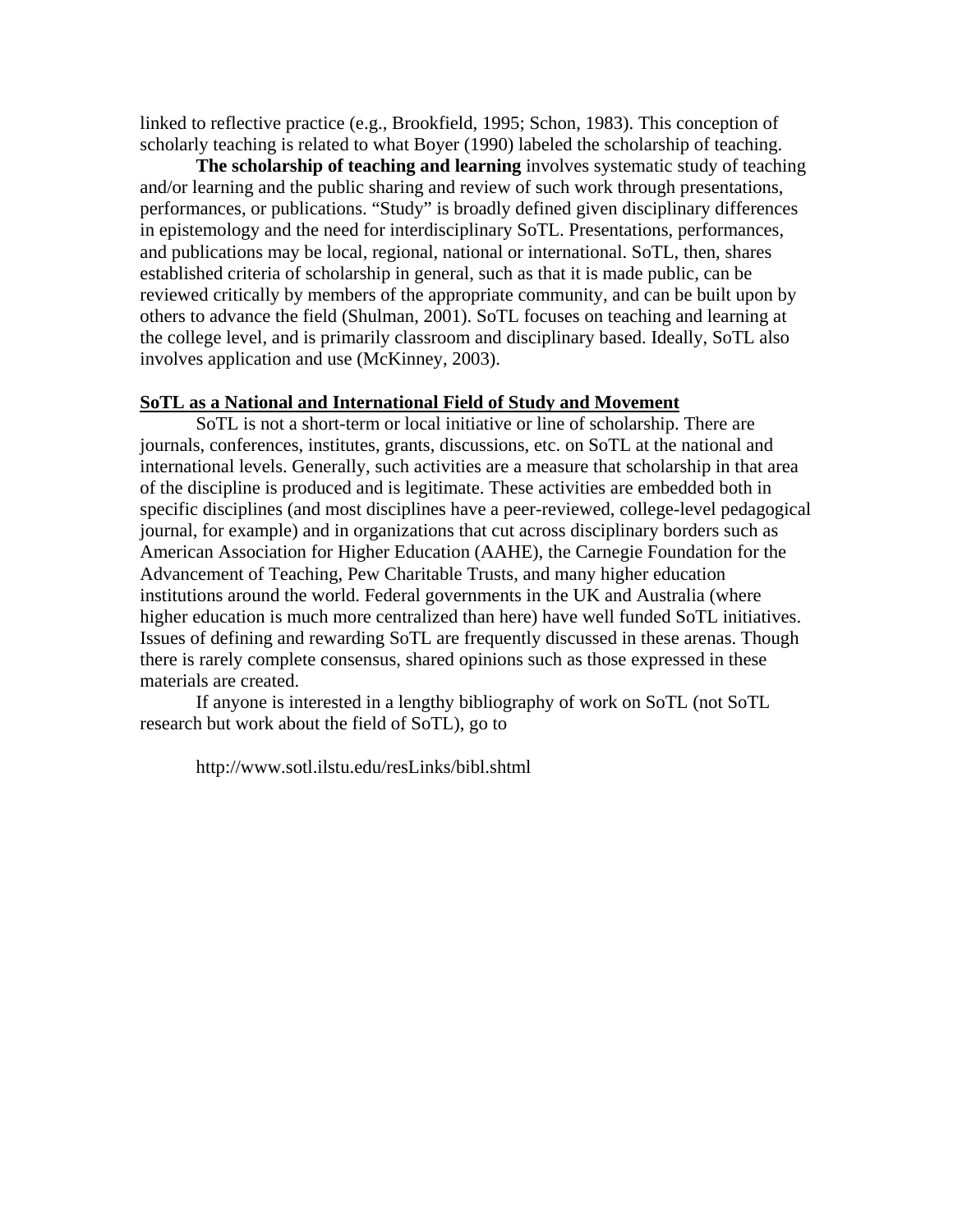linked to reflective practice (e.g., Brookfield, 1995; Schon, 1983). This conception of scholarly teaching is related to what Boyer (1990) labeled the scholarship of teaching.

**The scholarship of teaching and learning** involves systematic study of teaching and/or learning and the public sharing and review of such work through presentations, performances, or publications. "Study" is broadly defined given disciplinary differences in epistemology and the need for interdisciplinary SoTL. Presentations, performances, and publications may be local, regional, national or international. SoTL, then, shares established criteria of scholarship in general, such as that it is made public, can be reviewed critically by members of the appropriate community, and can be built upon by others to advance the field (Shulman, 2001). SoTL focuses on teaching and learning at the college level, and is primarily classroom and disciplinary based. Ideally, SoTL also involves application and use (McKinney, 2003).

## SoTL as a National and International Field of Study and Movement

SoTL is not a short-term or local initiative or line of scholarship. There are journals, conferences, institutes, grants, discussions, etc. on SoTL at the national and international levels. Generally, such activities are a measure that scholarship in that area of the discipline is produced and is legitimate. These activities are embedded both in specific disciplines (and most disciplines have a peer-reviewed, college-level pedagogical journal, for example) and in organizations that cut across disciplinary borders such as American Association for Higher Education (AAHE), the Carnegie Foundation for the Advancement of Teaching, Pew Charitable Trusts, and many higher education institutions around the world. Federal governments in the UK and Australia (where higher education is much more centralized than here) have well funded SoTL initiatives. Issues of defining and rewarding SoTL are frequently discussed in these arenas. Though there is rarely complete consensus, shared opinions such as those expressed in these materials are created.

If anyone is interested in a lengthy bibliography of work on SoTL (not SoTL research but work about the field of SoTL), go to

http://www.sotl.ilstu.edu/resLinks/bibl.shtml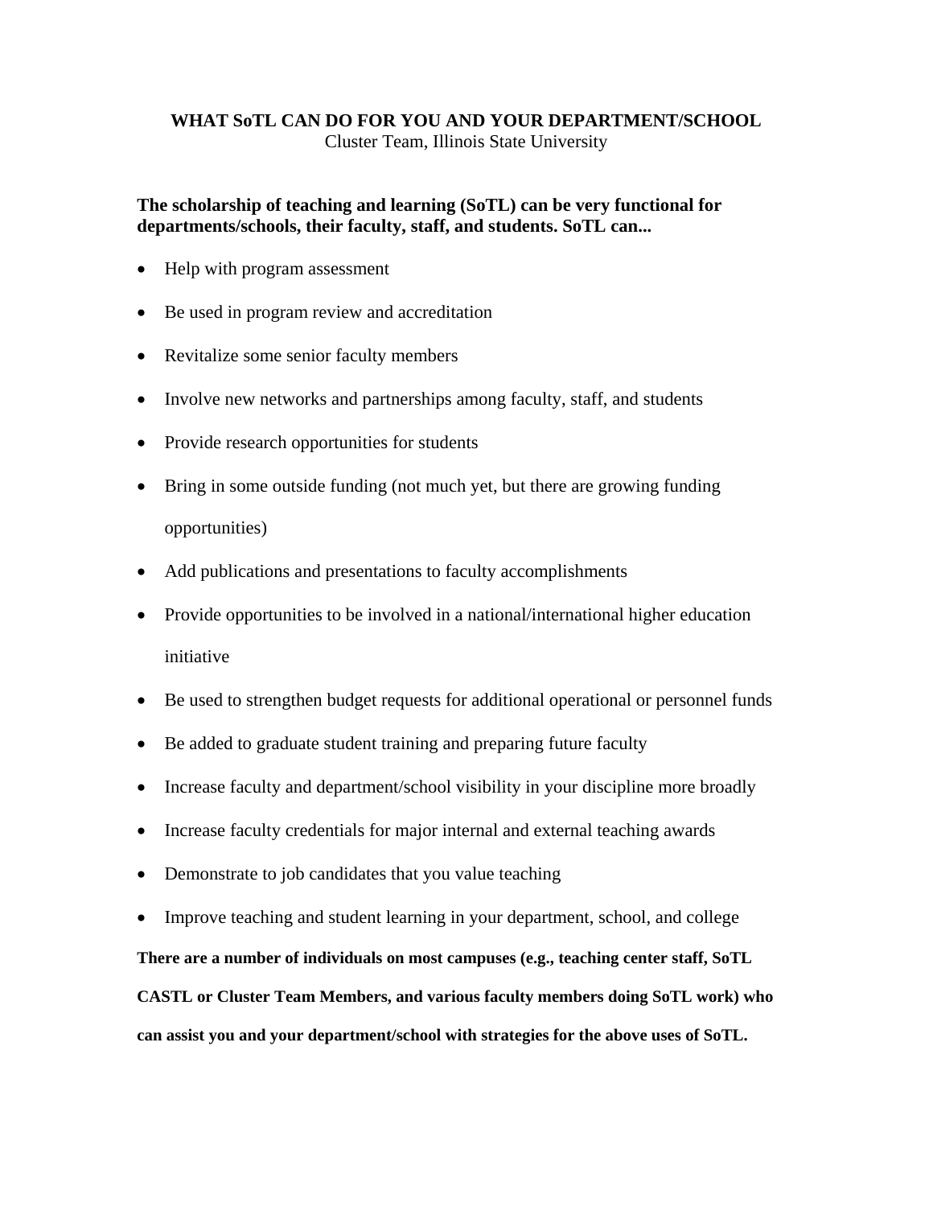# WHAT SoTL CAN DO FOR YOU AND YOUR DEPARTMENT/SCHOOL

Cluster Team, Illinois State University

**The scholarship of teaching and learning (SoTL) can be very functional for departments/schools, their faculty, staff, and students. SoTL can...**

- Help with program assessment
- Be used in program review and accreditation
- Revitalize some senior faculty members
- Involve new networks and partnerships among faculty, staff, and students
- Provide research opportunities for students
- Bring in some outside funding (not much yet, but there are growing funding opportunities)
- Add publications and presentations to faculty accomplishments
- Provide opportunities to be involved in a national/international higher education initiative
- Be used to strengthen budget requests for additional operational or personnel funds
- Be added to graduate student training and preparing future faculty
- Increase faculty and department/school visibility in your discipline more broadly
- Increase faculty credentials for major internal and external teaching awards
- Demonstrate to job candidates that you value teaching
- Improve teaching and student learning in your department, school, and college

**There are a number of individuals on most campuses (e.g., teaching center staff, SoTL CASTL or Cluster Team Members, and various faculty members doing SoTL work) who can assist you and your department/school with strategies for the above uses of SoTL.**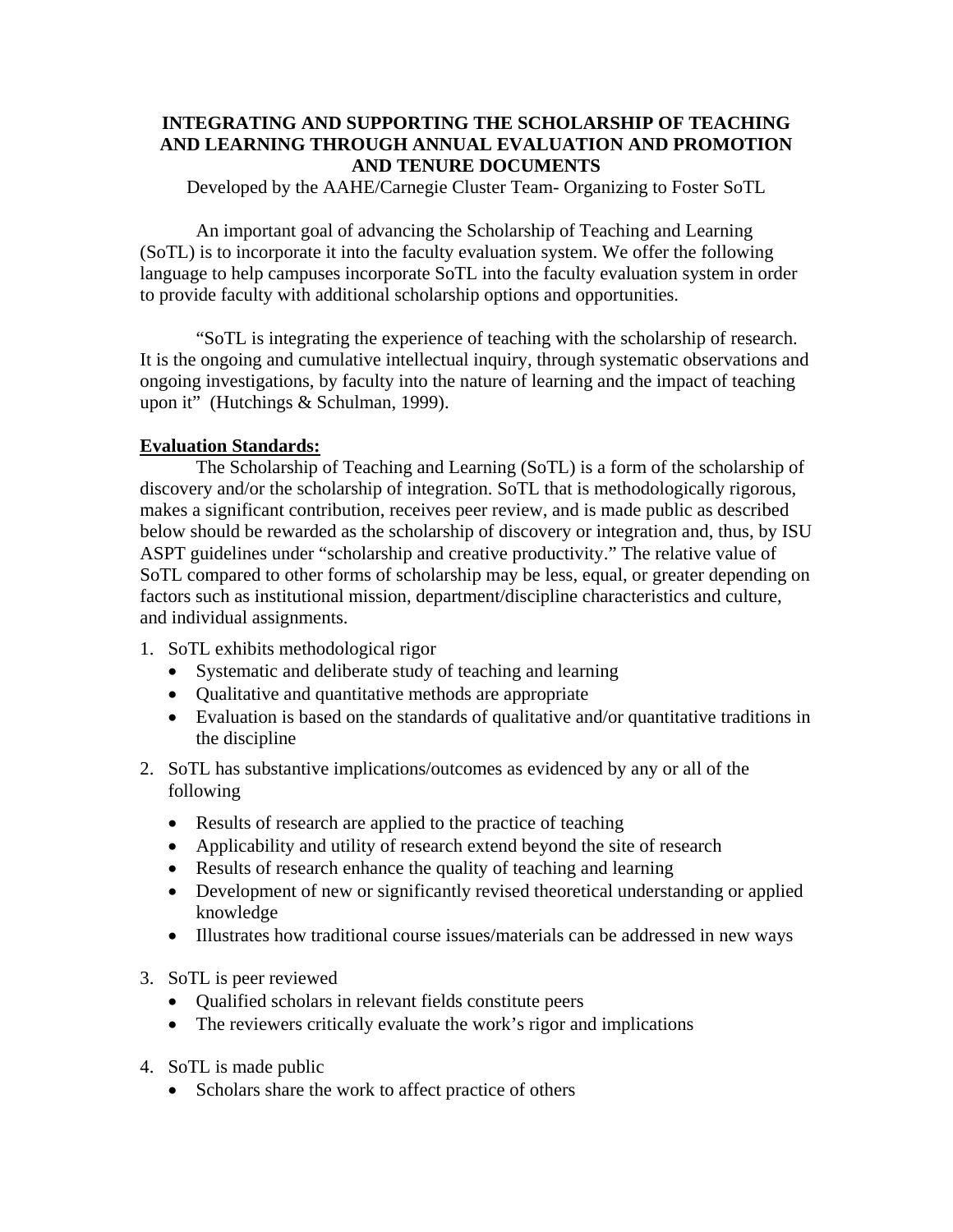# INTEGRATING AND SUPPORTING THE SCHOLARSHIP OF TEACHING AND LEARNING THROUGH ANNUAL EVALUATION AND PROMOTION AND TENURE DOCUMENTS

Developed by the AAHE/Carnegie Cluster Team- Organizing to Foster SoTL

An important goal of advancing the Scholarship of Teaching and Learning (SoTL) is to incorporate it into the faculty evaluation system. We offer the following language to help campuses incorporate SoTL into the faculty evaluation system in order to provide faculty with additional scholarship options and opportunities.

"SoTL is integrating the experience of teaching with the scholarship of research. It is the ongoing and cumulative intellectual inquiry, through systematic observations and ongoing investigations, by faculty into the nature of learning and the impact of teaching upon it" (Hutchings & Schulman, 1999).

**Evaluation Standards:**

The Scholarship of Teaching and Learning (SoTL) is a form of the scholarship of discovery and/or the scholarship of integration. SoTL that is methodologically rigorous, makes a significant contribution, receives peer review, and is made public as described below should be rewarded as the scholarship of discovery or integration and, thus, by ISU ASPT guidelines under "scholarship and creative productivity." The relative value of SoTL compared to other forms of scholarship may be less, equal, or greater depending on factors such as institutional mission, department/discipline characteristics and culture, and individual assignments.

1. SoTL exhibits methodological rigor
   - Systematic and deliberate study of teaching and learning
   - Qualitative and quantitative methods are appropriate
   - Evaluation is based on the standards of qualitative and/or quantitative traditions in the discipline
2. SoTL has substantive implications/outcomes as evidenced by any or all of the following
   - Results of research are applied to the practice of teaching
   - Applicability and utility of research extend beyond the site of research
   - Results of research enhance the quality of teaching and learning
   - Development of new or significantly revised theoretical understanding or applied knowledge
   - Illustrates how traditional course issues/materials can be addressed in new ways
3. SoTL is peer reviewed
   - Qualified scholars in relevant fields constitute peers
   - The reviewers critically evaluate the work's rigor and implications
4. SoTL is made public
   - Scholars share the work to affect practice of others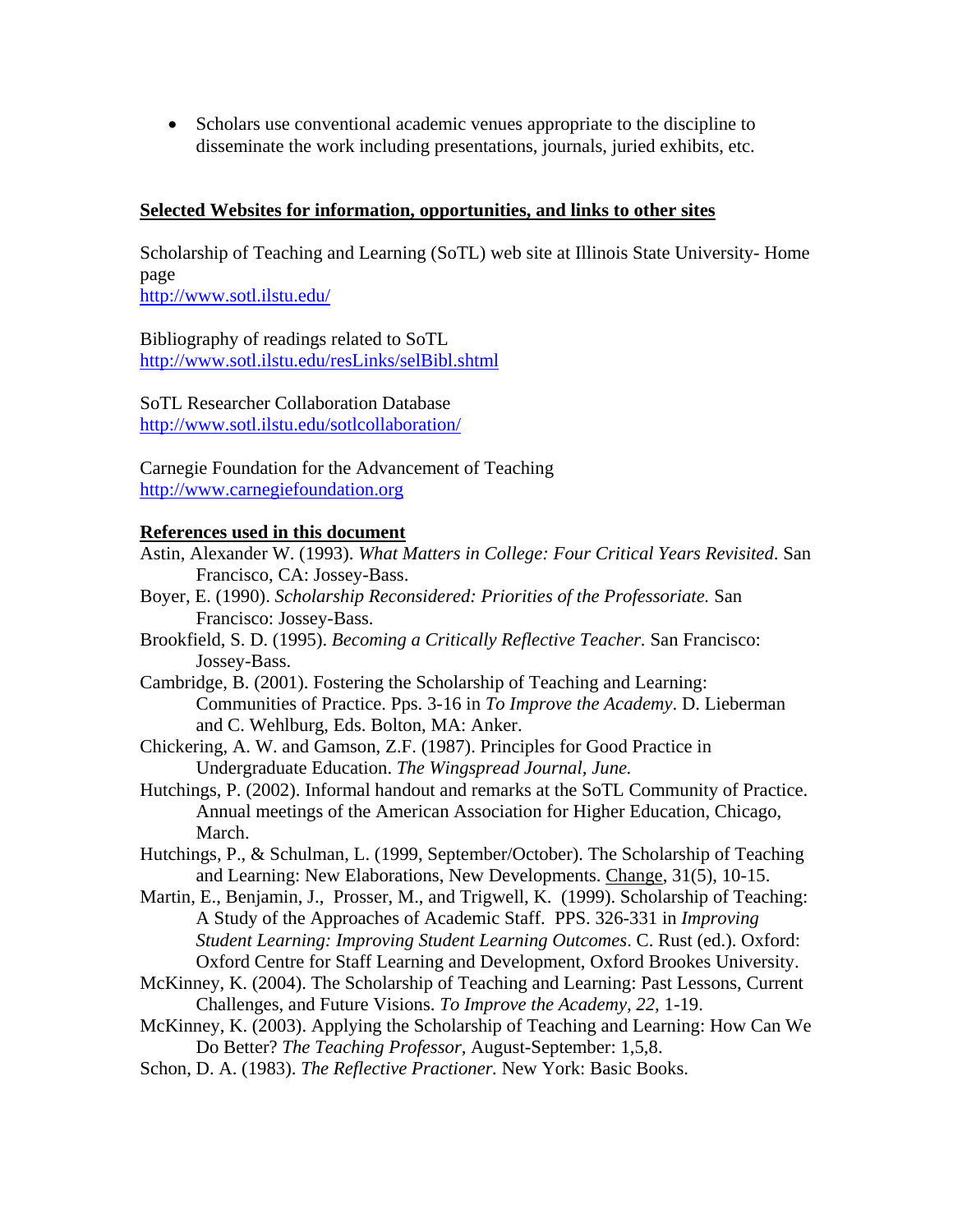- Scholars use conventional academic venues appropriate to the discipline to disseminate the work including presentations, journals, juried exhibits, etc.

**Selected Websites for information, opportunities, and links to other sites**

Scholarship of Teaching and Learning (SoTL) web site at Illinois State University- Home page
http://www.sotl.ilstu.edu/

Bibliography of readings related to SoTL
http://www.sotl.ilstu.edu/resLinks/selBibl.shtml

SoTL Researcher Collaboration Database
http://www.sotl.ilstu.edu/sotlcollaboration/

Carnegie Foundation for the Advancement of Teaching
http://www.carnegiefoundation.org

**References used in this document**

Astin, Alexander W. (1993). *What Matters in College: Four Critical Years Revisited*. San Francisco, CA: Jossey-Bass.

Boyer, E. (1990). *Scholarship Reconsidered: Priorities of the Professoriate.* San Francisco: Jossey-Bass.

Brookfield, S. D. (1995). *Becoming a Critically Reflective Teacher.* San Francisco: Jossey-Bass.

Cambridge, B. (2001). Fostering the Scholarship of Teaching and Learning: Communities of Practice. Pps. 3-16 in *To Improve the Academy*. D. Lieberman and C. Wehlburg, Eds. Bolton, MA: Anker.

Chickering, A. W. and Gamson, Z.F. (1987). Principles for Good Practice in Undergraduate Education. *The Wingspread Journal, June.*

Hutchings, P. (2002). Informal handout and remarks at the SoTL Community of Practice. Annual meetings of the American Association for Higher Education, Chicago, March.

Hutchings, P., & Schulman, L. (1999, September/October). The Scholarship of Teaching and Learning: New Elaborations, New Developments. Change, 31(5), 10-15.

Martin, E., Benjamin, J., Prosser, M., and Trigwell, K. (1999). Scholarship of Teaching: A Study of the Approaches of Academic Staff. PPS. 326-331 in *Improving Student Learning: Improving Student Learning Outcomes*. C. Rust (ed.). Oxford: Oxford Centre for Staff Learning and Development, Oxford Brookes University.

McKinney, K. (2004). The Scholarship of Teaching and Learning: Past Lessons, Current Challenges, and Future Visions. *To Improve the Academy, 22,* 1-19.

McKinney, K. (2003). Applying the Scholarship of Teaching and Learning: How Can We Do Better? *The Teaching Professor,* August-September: 1,5,8.

Schon, D. A. (1983). *The Reflective Practioner.* New York: Basic Books.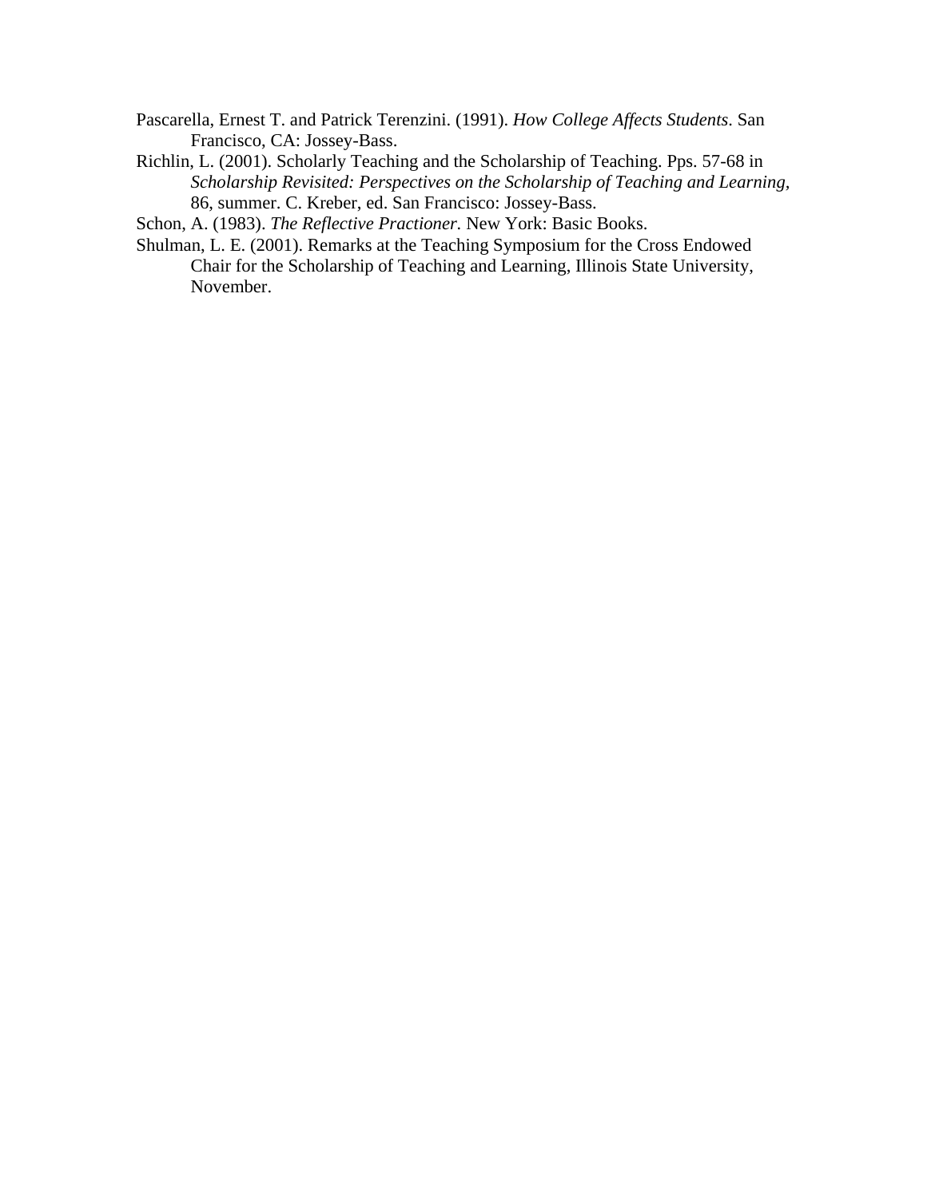Pascarella, Ernest T. and Patrick Terenzini. (1991). *How College Affects Students*. San Francisco, CA: Jossey-Bass.

Richlin, L. (2001). Scholarly Teaching and the Scholarship of Teaching. Pps. 57-68 in *Scholarship Revisited: Perspectives on the Scholarship of Teaching and Learning*, 86, summer. C. Kreber, ed. San Francisco: Jossey-Bass.

Schon, A. (1983). *The Reflective Practioner.* New York: Basic Books.

Shulman, L. E. (2001). Remarks at the Teaching Symposium for the Cross Endowed Chair for the Scholarship of Teaching and Learning, Illinois State University, November.